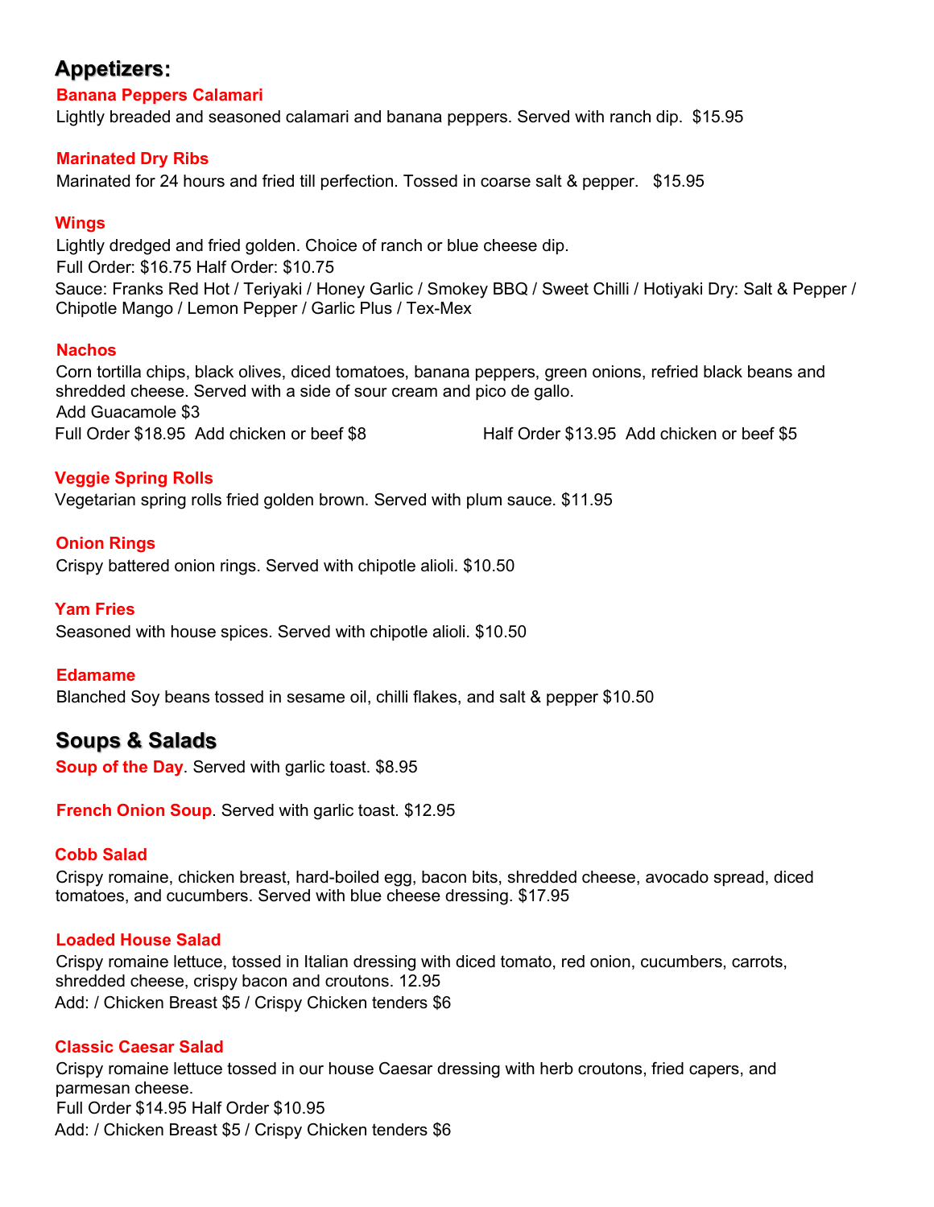## Appetizers:

### Banana Peppers Calamari

Lightly breaded and seasoned calamari and banana peppers. Served with ranch dip. $15.95

### Marinated Dry Ribs

Marinated for 24 hours and fried till perfection. Tossed in coarse salt & pepper. $15.95

### Wings

Lightly dredged and fried golden. Choice of ranch or blue cheese dip.
Full Order: $16.75 Half Order: $10.75
Sauce: Franks Red Hot / Teriyaki / Honey Garlic / Smokey BBQ / Sweet Chilli / Hotiyaki Dry: Salt & Pepper / Chipotle Mango / Lemon Pepper / Garlic Plus / Tex-Mex

### Nachos

Corn tortilla chips, black olives, diced tomatoes, banana peppers, green onions, refried black beans and shredded cheese. Served with a side of sour cream and pico de gallo.
Add Guacamole $3
Full Order $18.95 Add chicken or beef $8 Half Order $13.95 Add chicken or beef $5

### Veggie Spring Rolls

Vegetarian spring rolls fried golden brown. Served with plum sauce. $11.95

### Onion Rings

Crispy battered onion rings. Served with chipotle alioli. $10.50

### Yam Fries

Seasoned with house spices. Served with chipotle alioli. $10.50

### Edamame

Blanched Soy beans tossed in sesame oil, chilli flakes, and salt & pepper $10.50

## Soups & Salads

**Soup of the Day**. Served with garlic toast. $8.95

**French Onion Soup**. Served with garlic toast. $12.95

### Cobb Salad

Crispy romaine, chicken breast, hard-boiled egg, bacon bits, shredded cheese, avocado spread, diced tomatoes, and cucumbers. Served with blue cheese dressing. $17.95

### Loaded House Salad

Crispy romaine lettuce, tossed in Italian dressing with diced tomato, red onion, cucumbers, carrots, shredded cheese, crispy bacon and croutons. 12.95
Add: / Chicken Breast $5 / Crispy Chicken tenders $6

### Classic Caesar Salad

Crispy romaine lettuce tossed in our house Caesar dressing with herb croutons, fried capers, and parmesan cheese.
Full Order $14.95 Half Order $10.95
Add: / Chicken Breast $5 / Crispy Chicken tenders $6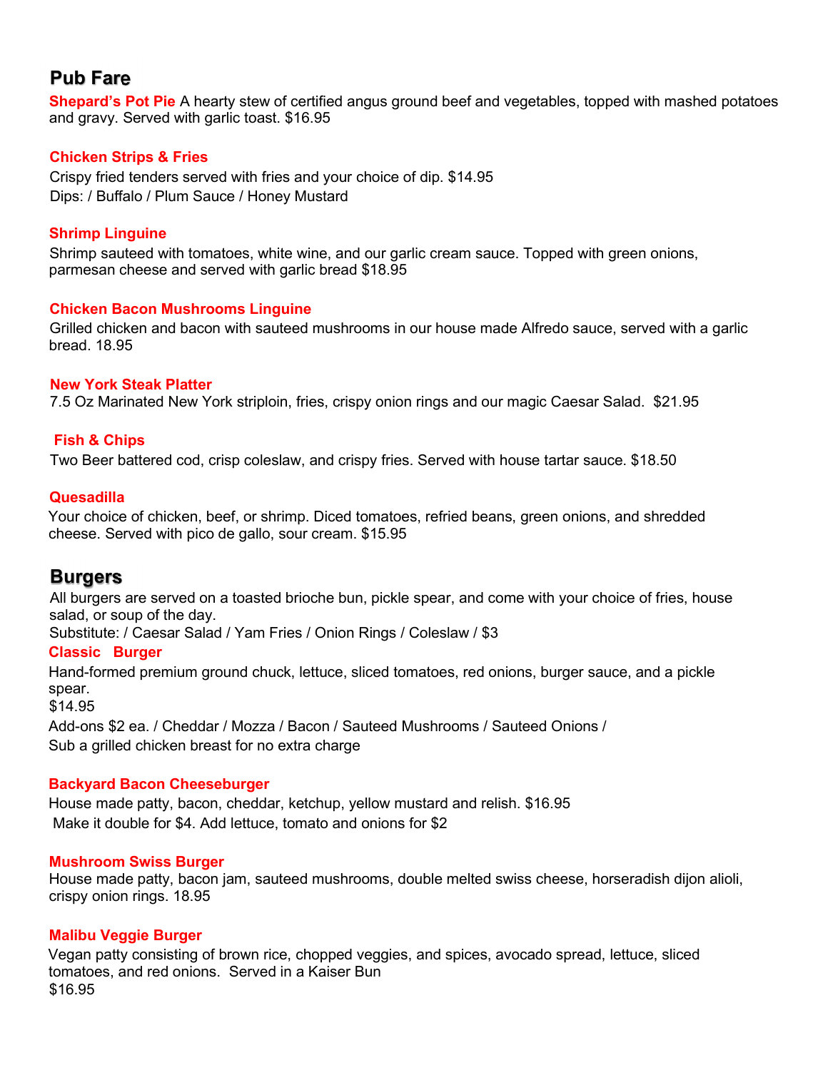## Pub Fare

**Shepard's Pot Pie** A hearty stew of certified angus ground beef and vegetables, topped with mashed potatoes and gravy. Served with garlic toast. $16.95

**Chicken Strips & Fries**

Crispy fried tenders served with fries and your choice of dip. $14.95
Dips: / Buffalo / Plum Sauce / Honey Mustard

**Shrimp Linguine**

Shrimp sauteed with tomatoes, white wine, and our garlic cream sauce. Topped with green onions, parmesan cheese and served with garlic bread $18.95

**Chicken Bacon Mushrooms Linguine**

Grilled chicken and bacon with sauteed mushrooms in our house made Alfredo sauce, served with a garlic bread. 18.95

**New York Steak Platter**

7.5 Oz Marinated New York striploin, fries, crispy onion rings and our magic Caesar Salad. $21.95

**Fish & Chips**

Two Beer battered cod, crisp coleslaw, and crispy fries. Served with house tartar sauce. $18.50

**Quesadilla**

Your choice of chicken, beef, or shrimp. Diced tomatoes, refried beans, green onions, and shredded cheese. Served with pico de gallo, sour cream. $15.95

## Burgers

All burgers are served on a toasted brioche bun, pickle spear, and come with your choice of fries, house salad, or soup of the day.
Substitute: / Caesar Salad / Yam Fries / Onion Rings / Coleslaw / $3

**Classic Burger**

Hand-formed premium ground chuck, lettuce, sliced tomatoes, red onions, burger sauce, and a pickle spear.
$14.95
Add-ons $2 ea. / Cheddar / Mozza / Bacon / Sauteed Mushrooms / Sauteed Onions /
Sub a grilled chicken breast for no extra charge

**Backyard Bacon Cheeseburger**

House made patty, bacon, cheddar, ketchup, yellow mustard and relish. $16.95
Make it double for $4. Add lettuce, tomato and onions for $2

**Mushroom Swiss Burger**

House made patty, bacon jam, sauteed mushrooms, double melted swiss cheese, horseradish dijon alioli, crispy onion rings. 18.95

**Malibu Veggie Burger**

Vegan patty consisting of brown rice, chopped veggies, and spices, avocado spread, lettuce, sliced tomatoes, and red onions. Served in a Kaiser Bun
$16.95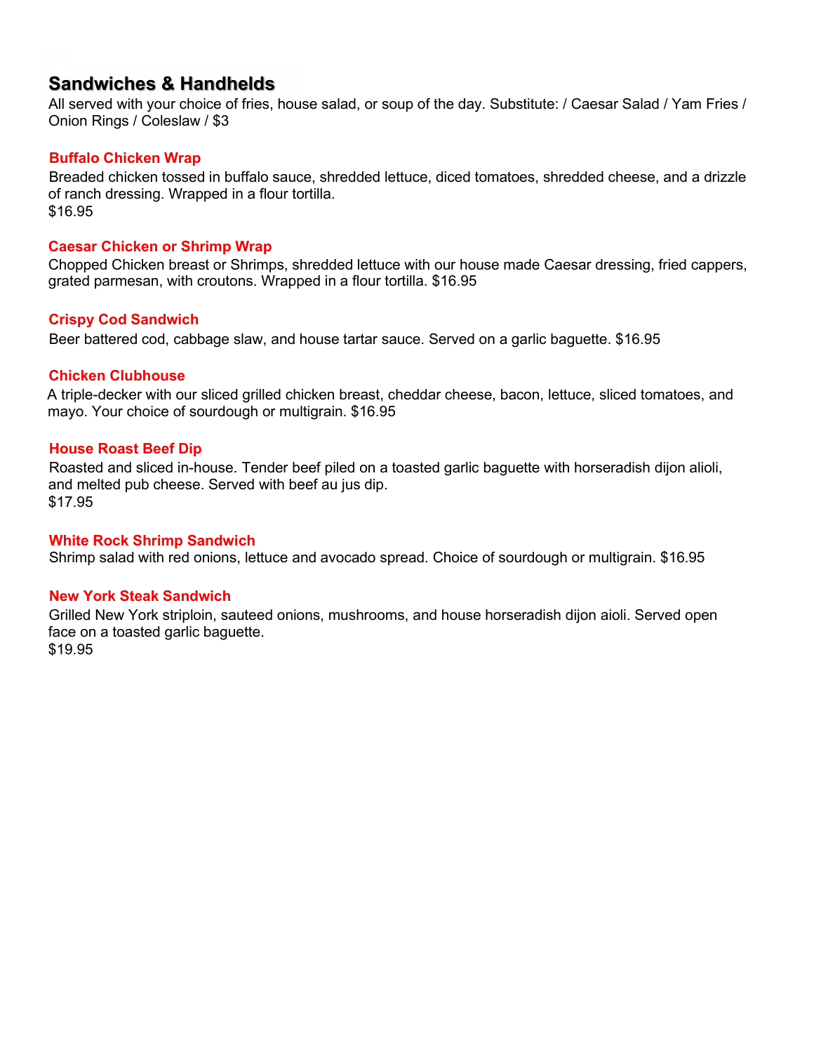## Sandwiches & Handhelds

All served with your choice of fries, house salad, or soup of the day. Substitute: / Caesar Salad / Yam Fries / Onion Rings / Coleslaw / $3

### Buffalo Chicken Wrap

Breaded chicken tossed in buffalo sauce, shredded lettuce, diced tomatoes, shredded cheese, and a drizzle of ranch dressing. Wrapped in a flour tortilla.
$16.95

### Caesar Chicken or Shrimp Wrap

Chopped Chicken breast or Shrimps, shredded lettuce with our house made Caesar dressing, fried cappers, grated parmesan, with croutons. Wrapped in a flour tortilla. $16.95

### Crispy Cod Sandwich

Beer battered cod, cabbage slaw, and house tartar sauce. Served on a garlic baguette. $16.95

### Chicken Clubhouse

A triple-decker with our sliced grilled chicken breast, cheddar cheese, bacon, lettuce, sliced tomatoes, and mayo. Your choice of sourdough or multigrain. $16.95

### House Roast Beef Dip

Roasted and sliced in-house. Tender beef piled on a toasted garlic baguette with horseradish dijon alioli, and melted pub cheese. Served with beef au jus dip.
$17.95

### White Rock Shrimp Sandwich

Shrimp salad with red onions, lettuce and avocado spread. Choice of sourdough or multigrain. $16.95

### New York Steak Sandwich

Grilled New York striploin, sauteed onions, mushrooms, and house horseradish dijon aioli. Served open face on a toasted garlic baguette.
$19.95